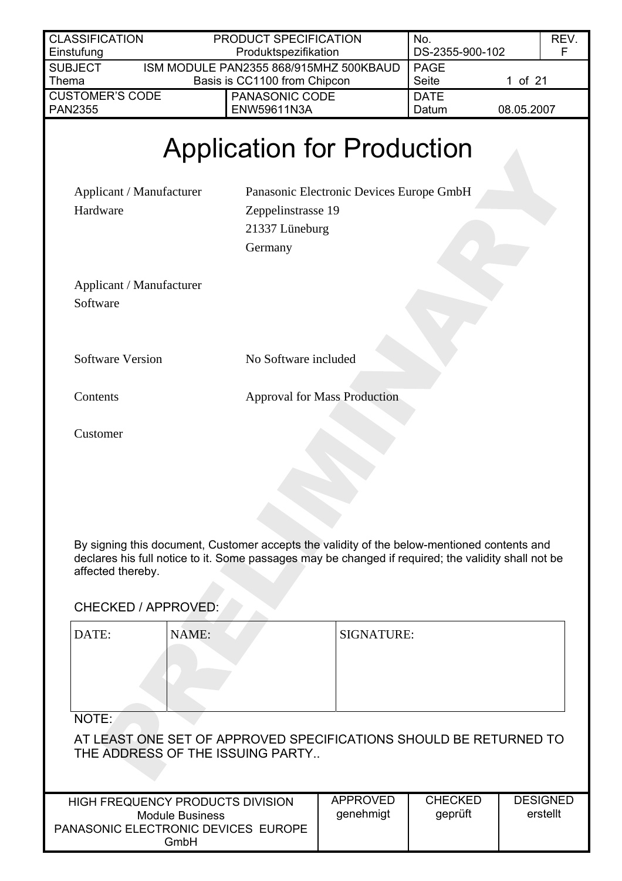| CLASSIFICATION Einstufung | PRODUCT SPECIFICATION Produktspezifikation | | No. DS-2355-900-102 | REV. F |
|---|---|---|---|---|
| SUBJECT Thema | ISM MODULE PAN2355 868/915MHZ 500KBAUD Basis is CC1100 from Chipcon | | PAGE Seite 1 of 21 | |
| CUSTOMER'S CODE PAN2355 | | PANASONIC CODE ENW59611N3A | DATE Datum 08.05.2007 | |

# Application for Production

| | |
|---|---|
| Applicant / Manufacturer Hardware | Panasonic Electronic Devices Europe GmbH<br>Zeppelinstrasse 19<br>21337 Lüneburg<br>Germany |
| Applicant / Manufacturer Software | |
| Software Version | No Software included |
| Contents | Approval for Mass Production |
| Customer | |

By signing this document, Customer accepts the validity of the below-mentioned contents and declares his full notice to it. Some passages may be changed if required; the validity shall not be affected thereby.

CHECKED / APPROVED:

| DATE: | NAME: | SIGNATURE: |
|---|---|---|
| | | |

NOTE:

AT LEAST ONE SET OF APPROVED SPECIFICATIONS SHOULD BE RETURNED TO THE ADDRESS OF THE ISSUING PARTY..

| HIGH FREQUENCY PRODUCTS DIVISION Module Business PANASONIC ELECTRONIC DEVICES EUROPE GmbH | APPROVED genehmigt | CHECKED geprüft | DESIGNED erstellt |
|---|---|---|---|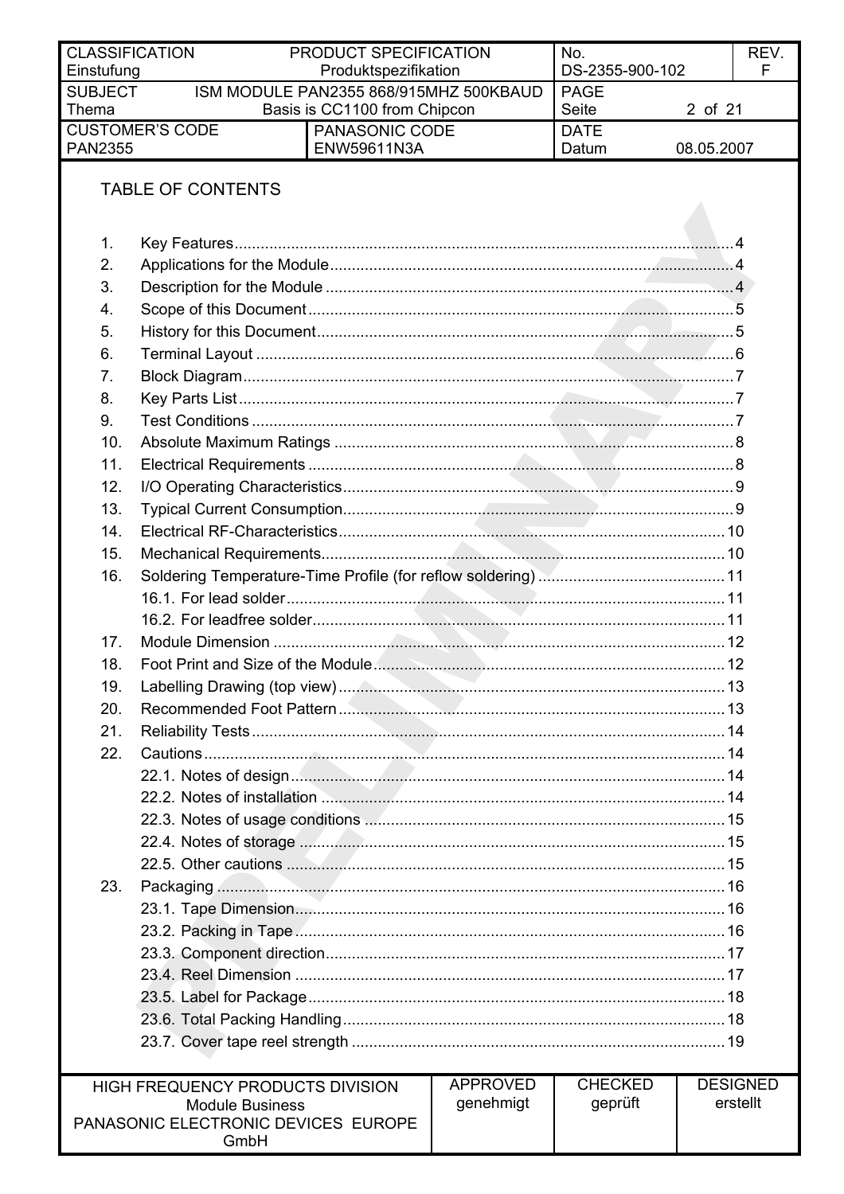TABLE OF CONTENTS

1. Key Features ... 4
2. Applications for the Module ... 4
3. Description for the Module ... 4
4. Scope of this Document ... 5
5. History for this Document ... 5
6. Terminal Layout ... 6
7. Block Diagram ... 7
8. Key Parts List ... 7
9. Test Conditions ... 7
10. Absolute Maximum Ratings ... 8
11. Electrical Requirements ... 8
12. I/O Operating Characteristics ... 9
13. Typical Current Consumption ... 9
14. Electrical RF-Characteristics ... 10
15. Mechanical Requirements ... 10
16. Soldering Temperature-Time Profile (for reflow soldering) ... 11
    - 16.1. For lead solder ... 11
    - 16.2. For leadfree solder ... 11
17. Module Dimension ... 12
18. Foot Print and Size of the Module ... 12
19. Labelling Drawing (top view) ... 13
20. Recommended Foot Pattern ... 13
21. Reliability Tests ... 14
22. Cautions ... 14
    - 22.1. Notes of design ... 14
    - 22.2. Notes of installation ... 14
    - 22.3. Notes of usage conditions ... 15
    - 22.4. Notes of storage ... 15
    - 22.5. Other cautions ... 15
23. Packaging ... 16
    - 23.1. Tape Dimension ... 16
    - 23.2. Packing in Tape ... 16
    - 23.3. Component direction ... 17
    - 23.4. Reel Dimension ... 17
    - 23.5. Label for Package ... 18
    - 23.6. Total Packing Handling ... 18
    - 23.7. Cover tape reel strength ... 19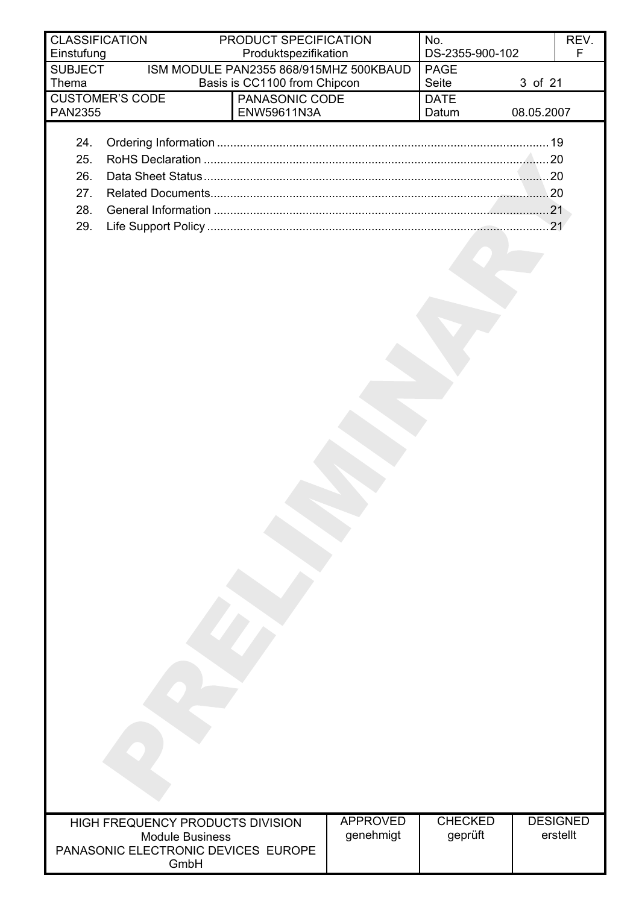24. Ordering Information .................................................................................................19
25. RoHS Declaration .....................................................................................................20
26. Data Sheet Status.....................................................................................................20
27. Related Documents...................................................................................................20
28. General Information ..................................................................................................21
29. Life Support Policy ....................................................................................................21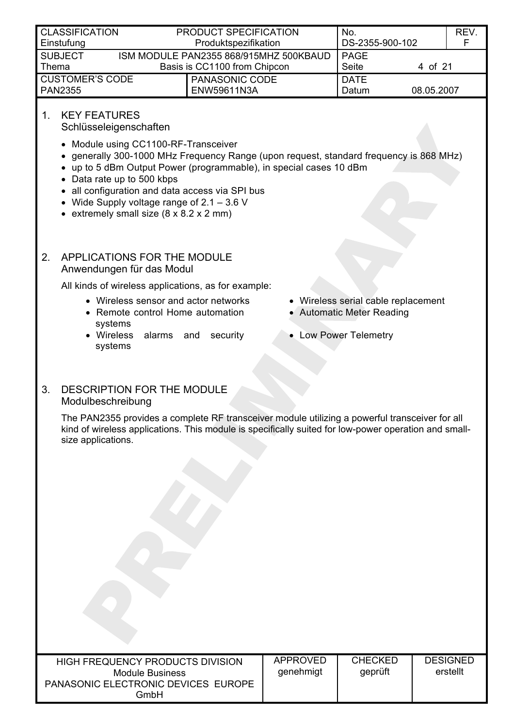## 1. KEY FEATURES
Schlüsseleigenschaften

- Module using CC1100-RF-Transceiver
- generally 300-1000 MHz Frequency Range (upon request, standard frequency is 868 MHz)
- up to 5 dBm Output Power (programmable), in special cases 10 dBm
- Data rate up to 500 kbps
- all configuration and data access via SPI bus
- Wide Supply voltage range of 2.1 – 3.6 V
- extremely small size (8 x 8.2 x 2 mm)

## 2. APPLICATIONS FOR THE MODULE
Anwendungen für das Modul

All kinds of wireless applications, as for example:

- Wireless sensor and actor networks
- Remote control Home automation systems
- Wireless alarms and security systems
- Wireless serial cable replacement
- Automatic Meter Reading
- Low Power Telemetry

## 3. DESCRIPTION FOR THE MODULE
Modulbeschreibung

The PAN2355 provides a complete RF transceiver module utilizing a powerful transceiver for all kind of wireless applications. This module is specifically suited for low-power operation and small-size applications.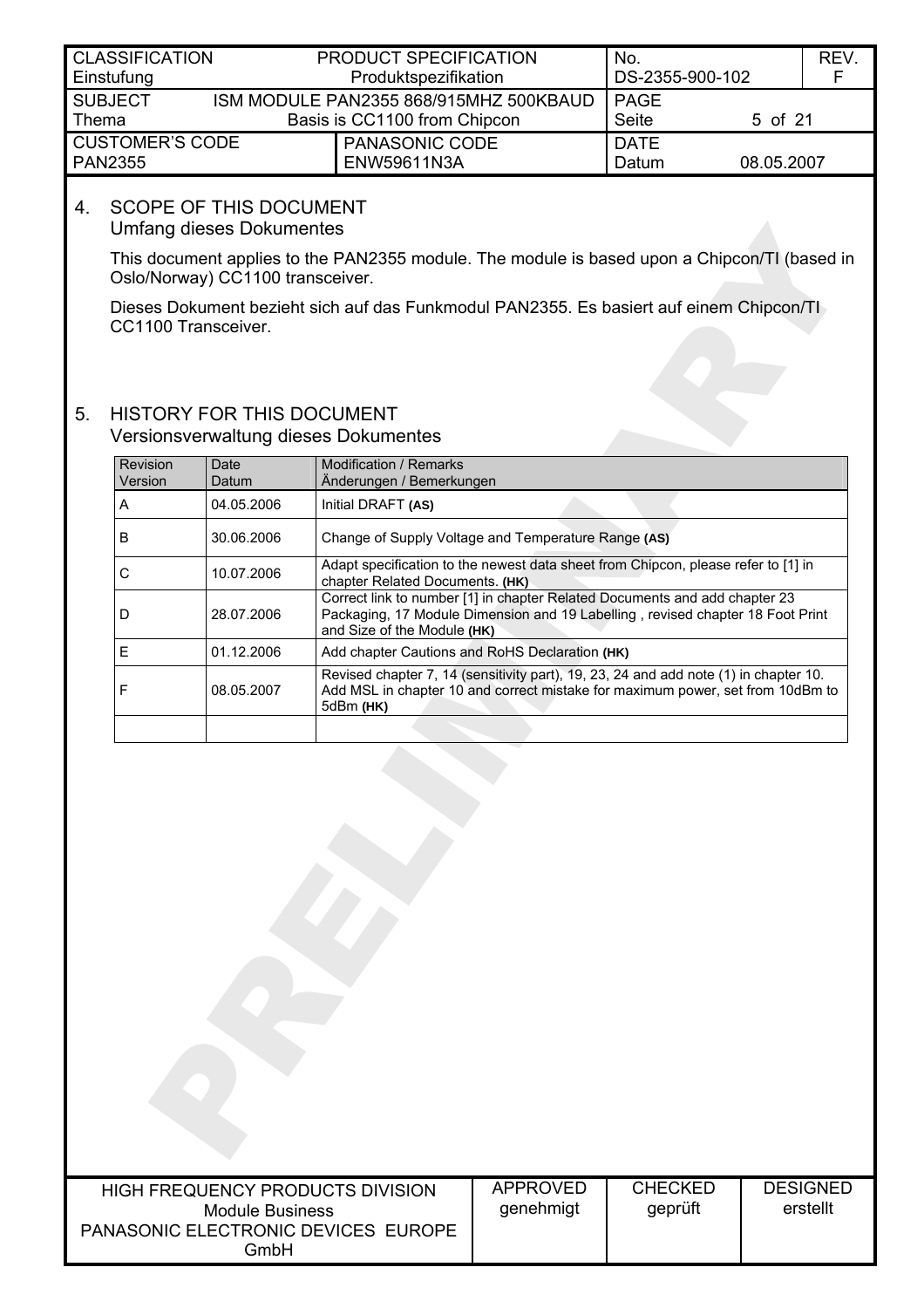## 4. SCOPE OF THIS DOCUMENT
Umfang dieses Dokumentes

This document applies to the PAN2355 module. The module is based upon a Chipcon/TI (based in Oslo/Norway) CC1100 transceiver.

Dieses Dokument bezieht sich auf das Funkmodul PAN2355. Es basiert auf einem Chipcon/TI CC1100 Transceiver.

## 5. HISTORY FOR THIS DOCUMENT
Versionsverwaltung dieses Dokumentes

| Revision Version | Date Datum | Modification / Remarks Änderungen / Bemerkungen |
|---|---|---|
| A | 04.05.2006 | Initial DRAFT **(AS)** |
| B | 30.06.2006 | Change of Supply Voltage and Temperature Range **(AS)** |
| C | 10.07.2006 | Adapt specification to the newest data sheet from Chipcon, please refer to [1] in chapter Related Documents. **(HK)** |
| D | 28.07.2006 | Correct link to number [1] in chapter Related Documents and add chapter 23 Packaging, 17 Module Dimension and 19 Labelling , revised chapter 18 Foot Print and Size of the Module **(HK)** |
| E | 01.12.2006 | Add chapter Cautions and RoHS Declaration **(HK)** |
| F | 08.05.2007 | Revised chapter 7, 14 (sensitivity part), 19, 23, 24 and add note (1) in chapter 10. Add MSL in chapter 10 and correct mistake for maximum power, set from 10dBm to 5dBm **(HK)** |
| | | |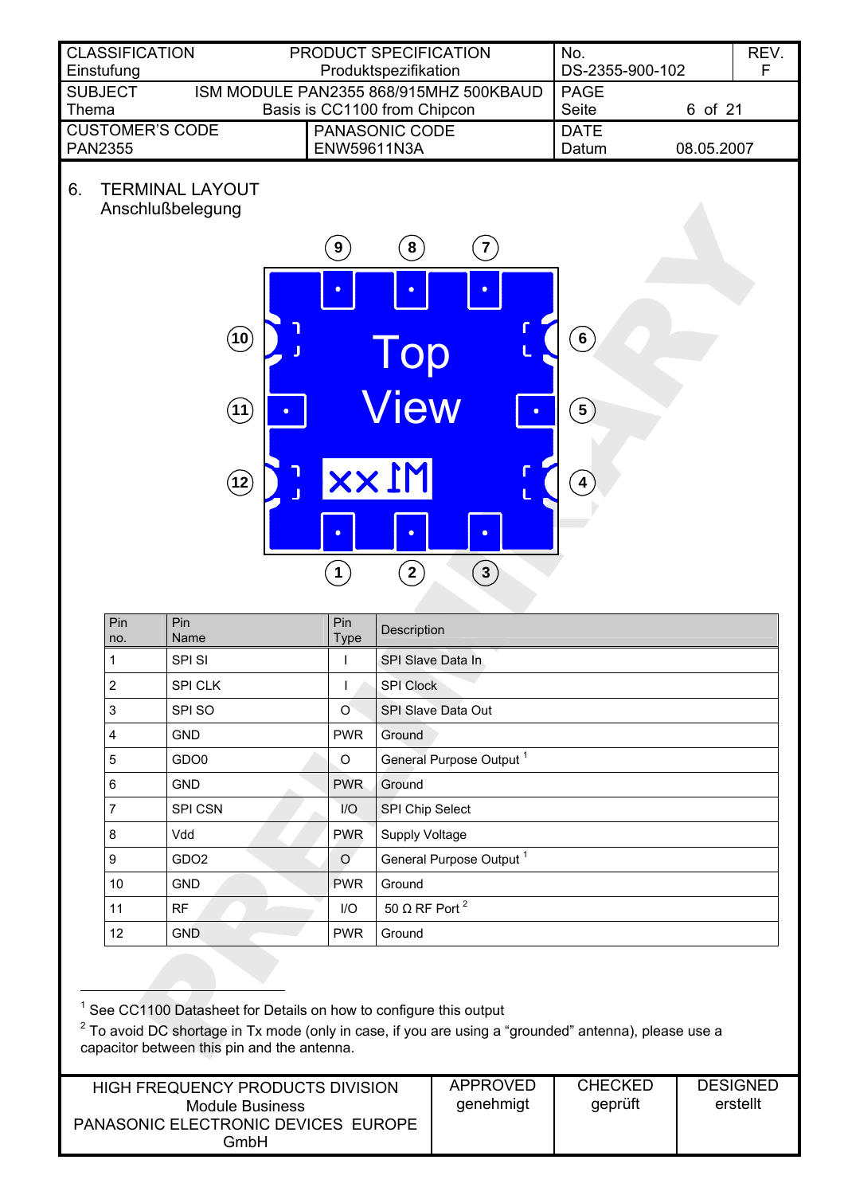## 6. TERMINAL LAYOUT

Anschlußbelegung

| Pin no. | Pin Name | Pin Type | Description |
|---|---|---|---|
| 1 | SPI SI | I | SPI Slave Data In |
| 2 | SPI CLK | I | SPI Clock |
| 3 | SPI SO | O | SPI Slave Data Out |
| 4 | GND | PWR | Ground |
| 5 | GDO0 | O | General Purpose Output [1] |
| 6 | GND | PWR | Ground |
| 7 | SPI CSN | I/O | SPI Chip Select |
| 8 | Vdd | PWR | Supply Voltage |
| 9 | GDO2 | O | General Purpose Output [1] |
| 10 | GND | PWR | Ground |
| 11 | RF | I/O | 50 Ω RF Port [2] |
| 12 | GND | PWR | Ground |

[1] See CC1100 Datasheet for Details on how to configure this output

[2] To avoid DC shortage in Tx mode (only in case, if you are using a “grounded” antenna), please use a capacitor between this pin and the antenna.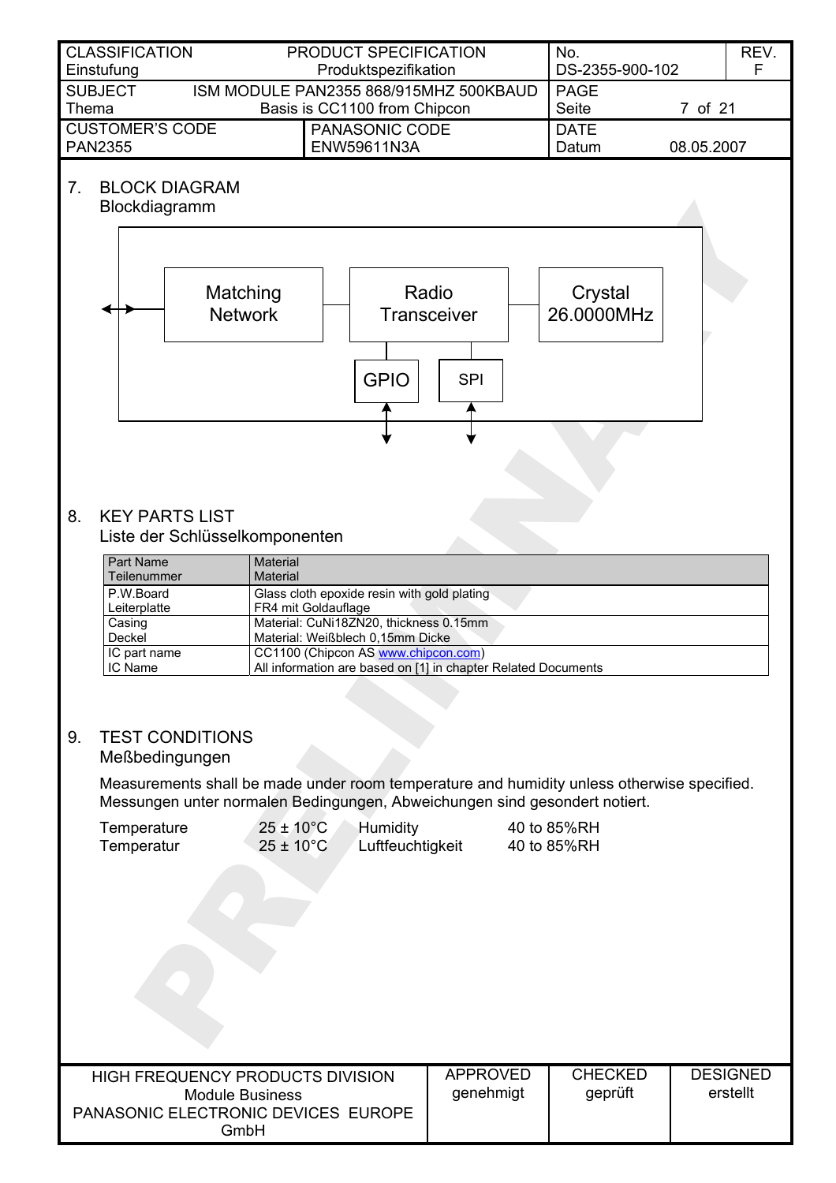## 7. BLOCK DIAGRAM

Blockdiagramm

Matching Network — Radio Transceiver — Crystal 26.0000MHz

GPIO — SPI

## 8. KEY PARTS LIST

Liste der Schlüsselkomponenten

| Part Name<br>Teilenummer | Material<br>Material |
|---|---|
| P.W.Board<br>Leiterplatte | Glass cloth epoxide resin with gold plating<br>FR4 mit Goldauflage |
| Casing<br>Deckel | Material: CuNi18ZN20, thickness 0.15mm<br>Material: Weißblech 0,15mm Dicke |
| IC part name<br>IC Name | CC1100 (Chipcon AS www.chipcon.com)<br>All information are based on [1] in chapter Related Documents |

## 9. TEST CONDITIONS

Meßbedingungen

Measurements shall be made under room temperature and humidity unless otherwise specified.
Messungen unter normalen Bedingungen, Abweichungen sind gesondert notiert.

| | | | |
|---|---|---|---|
| Temperature | 25 ± 10°C | Humidity | 40 to 85%RH |
| Temperatur | 25 ± 10°C | Luftfeuchtigkeit | 40 to 85%RH |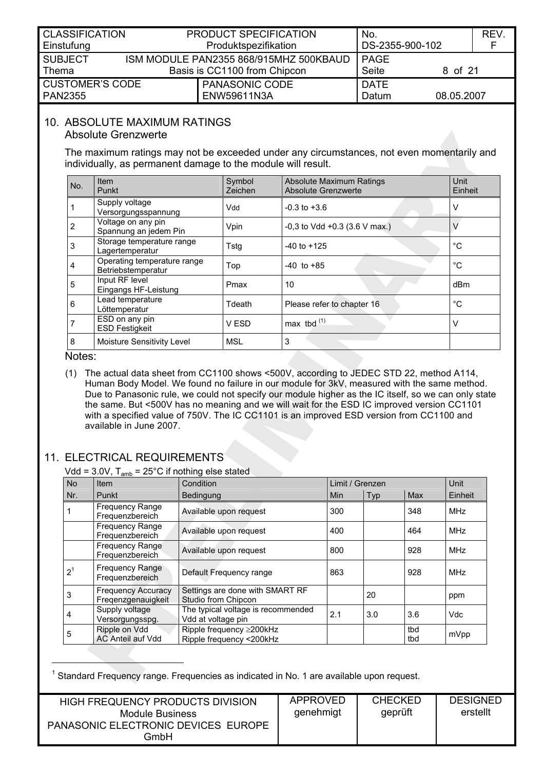## 10. ABSOLUTE MAXIMUM RATINGS

Absolute Grenzwerte

The maximum ratings may not be exceeded under any circumstances, not even momentarily and individually, as permanent damage to the module will result.

| No. | Item<br>Punkt | Symbol<br>Zeichen | Absolute Maximum Ratings<br>Absolute Grenzwerte | Unit<br>Einheit |
|---|---|---|---|---|
| 1 | Supply voltage<br>Versorgungsspannung | Vdd | -0.3 to +3.6 | V |
| 2 | Voltage on any pin<br>Spannung an jedem Pin | Vpin | -0,3 to Vdd +0.3 (3.6 V max.) | V |
| 3 | Storage temperature range<br>Lagertemperatur | Tstg | -40 to +125 | °C |
| 4 | Operating temperature range<br>Betriebstemperatur | Top | -40 to +85 | °C |
| 5 | Input RF level<br>Eingangs HF-Leistung | Pmax | 10 | dBm |
| 6 | Lead temperature<br>Löttemperatur | Tdeath | Please refer to chapter 16 | °C |
| 7 | ESD on any pin<br>ESD Festigkeit | V ESD | max tbd (1) | V |
| 8 | Moisture Sensitivity Level | MSL | 3 | |

Notes:

(1) The actual data sheet from CC1100 shows <500V, according to JEDEC STD 22, method A114, Human Body Model. We found no failure in our module for 3kV, measured with the same method. Due to Panasonic rule, we could not specify our module higher as the IC itself, so we can only state the same. But <500V has no meaning and we will wait for the ESD IC improved version CC1101 with a specified value of 750V. The IC CC1101 is an improved ESD version from CC1100 and available in June 2007.

## 11. ELECTRICAL REQUIREMENTS

Vdd = 3.0V, $T_{amb}$ = 25°C if nothing else stated

| No<br>Nr. | Item<br>Punkt | Condition<br>Bedingung | Min | Typ | Max | Unit<br>Einheit |
|---|---|---|---|---|---|---|
| 1 | Frequency Range<br>Frequenzbereich | Available upon request | 300 | | 348 | MHz |
| | Frequency Range<br>Frequenzbereich | Available upon request | 400 | | 464 | MHz |
| | Frequency Range<br>Frequenzbereich | Available upon request | 800 | | 928 | MHz |
| 2[1] | Frequency Range<br>Frequenzbereich | Default Frequency range | 863 | | 928 | MHz |
| 3 | Frequency Accuracy<br>Freqenzgenauigkeit | Settings are done with SMART RF Studio from Chipcon | | 20 | | ppm |
| 4 | Supply voltage<br>Versorgungsspg. | The typical voltage is recommended Vdd at voltage pin | 2.1 | 3.0 | 3.6 | Vdc |
| 5 | Ripple on Vdd<br>AC Anteil auf Vdd | Ripple frequency ≥200kHz<br>Ripple frequency <200kHz | | | tbd<br>tbd | mVpp |

[1] Standard Frequency range. Frequencies as indicated in No. 1 are available upon request.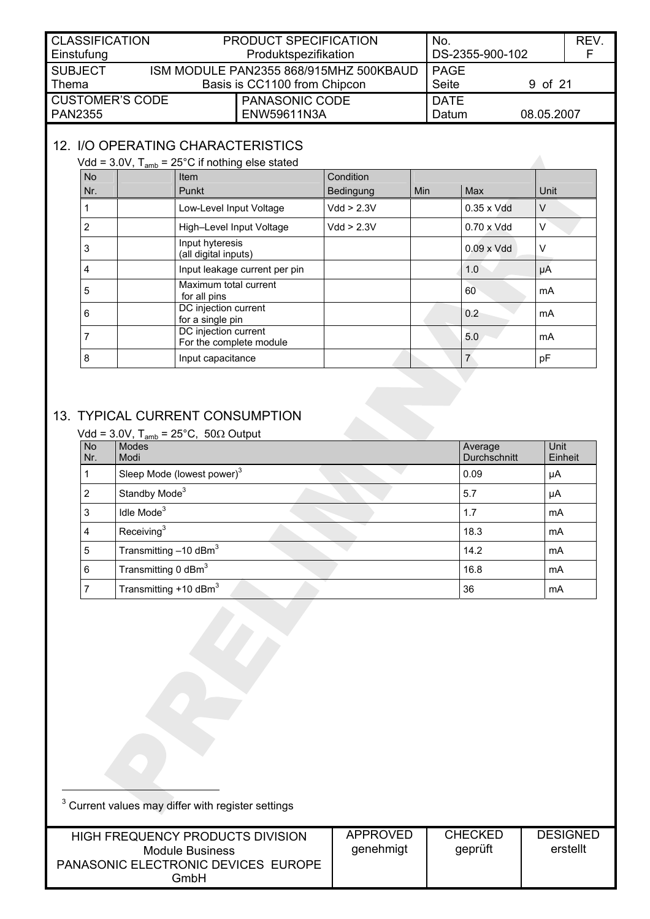## 12. I/O OPERATING CHARACTERISTICS

Vdd = 3.0V, $T_{amb}$ = 25°C if nothing else stated

| No<br>Nr. | | Item<br>Punkt | Condition<br>Bedingung | Min | Max | Unit |
|---|---|---|---|---|---|---|
| 1 | | Low-Level Input Voltage | Vdd > 2.3V | | 0.35 x Vdd | V |
| 2 | | High–Level Input Voltage | Vdd > 2.3V | | 0.70 x Vdd | V |
| 3 | | Input hyteresis (all digital inputs) | | | 0.09 x Vdd | V |
| 4 | | Input leakage current per pin | | | 1.0 | µA |
| 5 | | Maximum total current for all pins | | | 60 | mA |
| 6 | | DC injection current for a single pin | | | 0.2 | mA |
| 7 | | DC injection current For the complete module | | | 5.0 | mA |
| 8 | | Input capacitance | | | 7 | pF |

## 13. TYPICAL CURRENT CONSUMPTION

Vdd = 3.0V, $T_{amb}$ = 25°C, 50Ω Output

| No<br>Nr. | Modes<br>Modi | Average<br>Durchschnitt | Unit<br>Einheit |
|---|---|---|---|
| 1 | Sleep Mode (lowest power)[3] | 0.09 | µA |
| 2 | Standby Mode[3] | 5.7 | µA |
| 3 | Idle Mode[3] | 1.7 | mA |
| 4 | Receiving[3] | 18.3 | mA |
| 5 | Transmitting –10 dBm[3] | 14.2 | mA |
| 6 | Transmitting 0 dBm[3] | 16.8 | mA |
| 7 | Transmitting +10 dBm[3] | 36 | mA |

[3] Current values may differ with register settings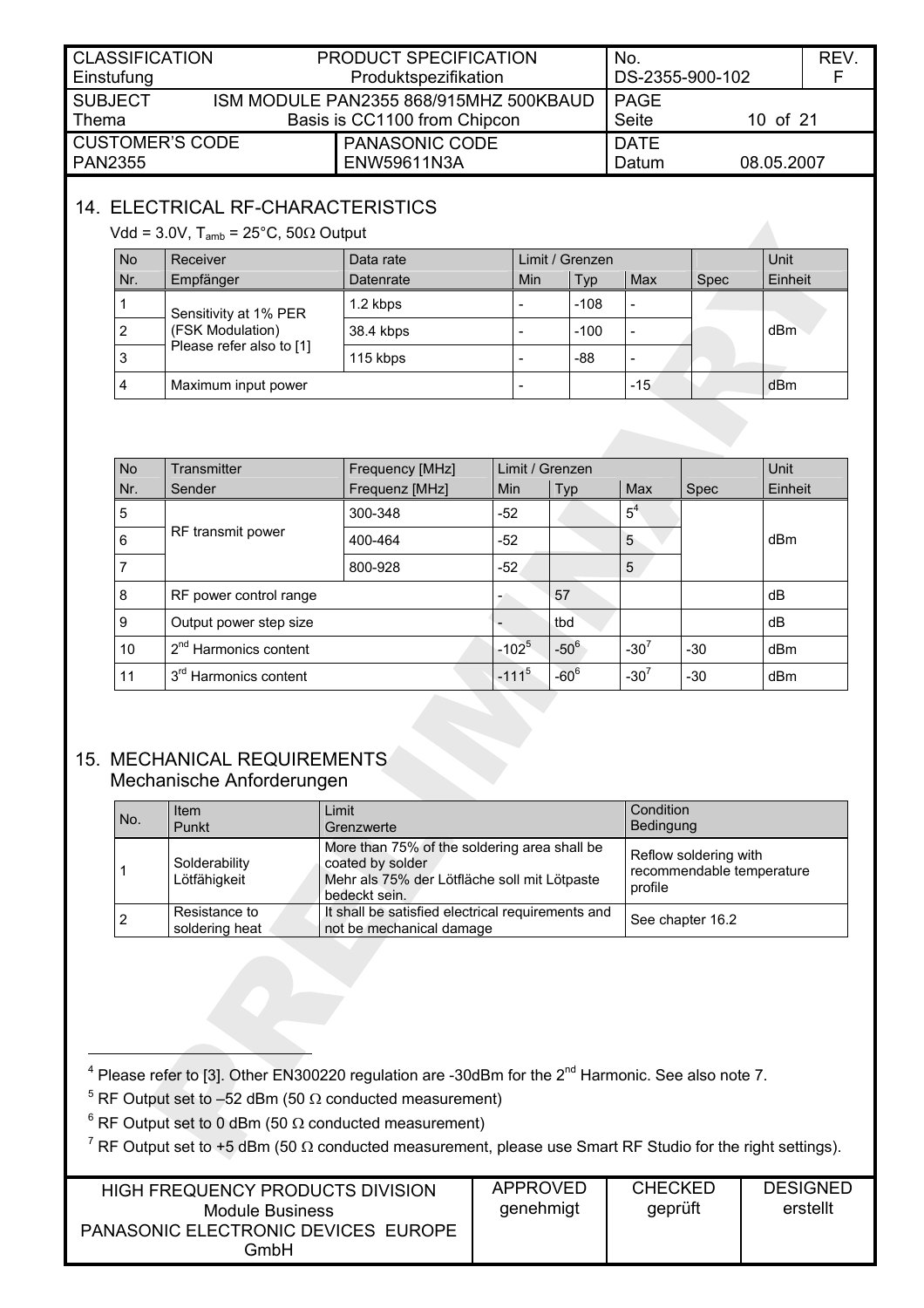## 14. ELECTRICAL RF-CHARACTERISTICS

Vdd = 3.0V, $T_{amb}$ = 25°C, 50Ω Output

| No<br>Nr. | Receiver<br>Empfänger | Data rate<br>Datenrate | Limit / Grenzen<br>Min | <br>Typ | <br>Max | <br>Spec | Unit<br>Einheit |
|---|---|---|---|---|---|---|---|
| 1 | Sensitivity at 1% PER (FSK Modulation) Please refer also to [1] | 1.2 kbps | - | -108 | - | | dBm |
| 2 | | 38.4 kbps | - | -100 | - | | |
| 3 | | 115 kbps | - | -88 | - | | |
| 4 | Maximum input power | | - | | -15 | | dBm |

| No<br>Nr. | Transmitter<br>Sender | Frequency [MHz]<br>Frequenz [MHz] | Limit / Grenzen<br>Min | <br>Typ | <br>Max | <br>Spec | Unit<br>Einheit |
|---|---|---|---|---|---|---|---|
| 5 | RF transmit power | 300-348 | -52 | | 5[4] | | dBm |
| 6 | | 400-464 | -52 | | 5 | | |
| 7 | | 800-928 | -52 | | 5 | | |
| 8 | RF power control range | | - | 57 | | | dB |
| 9 | Output power step size | | - | tbd | | | dB |
| 10 | 2nd Harmonics content | | -102[5] | -50[6] | -30[7] | -30 | dBm |
| 11 | 3rd Harmonics content | | -111[5] | -60[6] | -30[7] | -30 | dBm |

## 15. MECHANICAL REQUIREMENTS
Mechanische Anforderungen

| No. | Item<br>Punkt | Limit<br>Grenzwerte | Condition<br>Bedingung |
|---|---|---|---|
| 1 | Solderability<br>Lötfähigkeit | More than 75% of the soldering area shall be coated by solder<br>Mehr als 75% der Lötfläche soll mit Lötpaste bedeckt sein. | Reflow soldering with recommendable temperature profile |
| 2 | Resistance to soldering heat | It shall be satisfied electrical requirements and not be mechanical damage | See chapter 16.2 |

[4] Please refer to [3]. Other EN300220 regulation are -30dBm for the 2nd Harmonic. See also note 7.

[5] RF Output set to –52 dBm (50 Ω conducted measurement)

[6] RF Output set to 0 dBm (50 Ω conducted measurement)

[7] RF Output set to +5 dBm (50 Ω conducted measurement, please use Smart RF Studio for the right settings).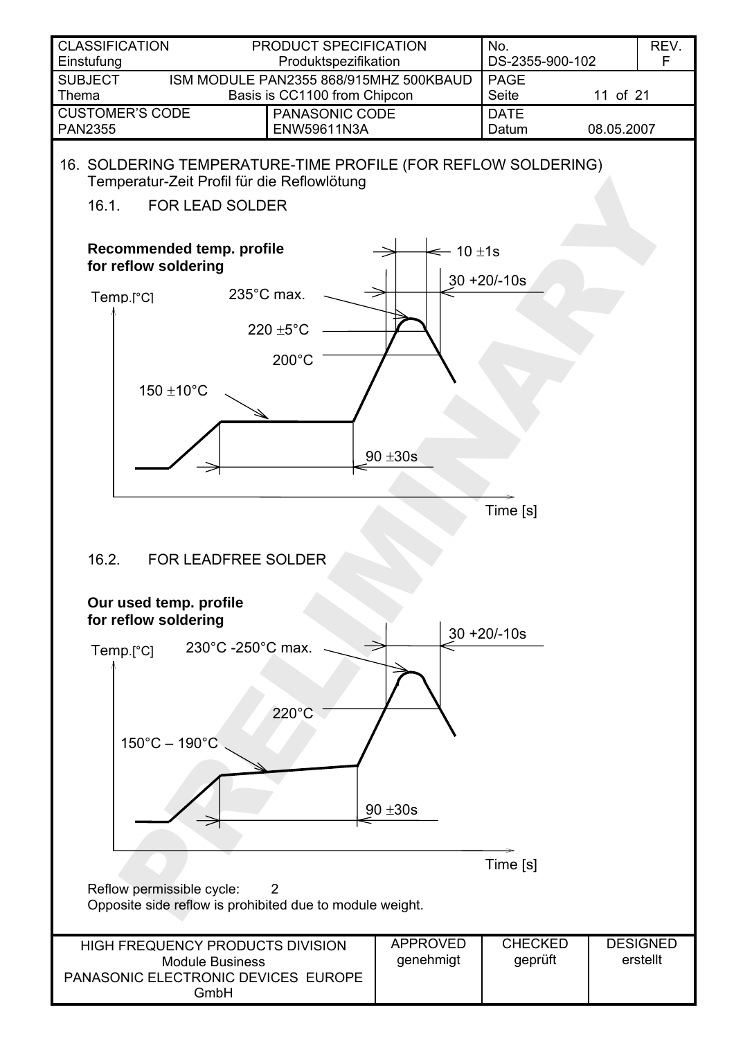## 16. SOLDERING TEMPERATURE-TIME PROFILE (FOR REFLOW SOLDERING)

Temperatur-Zeit Profil für die Reflowlötung

### 16.1. FOR LEAD SOLDER

**Recommended temp. profile for reflow soldering**

Temp.[°C]

235°C max.

220 ±5°C

200°C

150 ±10°C

10 ±1s

30 +20/-10s

90 ±30s

Time [s]

### 16.2. FOR LEADFREE SOLDER

**Our used temp. profile for reflow soldering**

Temp.[°C]

230°C -250°C max.

220°C

150°C – 190°C

30 +20/-10s

90 ±30s

Time [s]

Reflow permissible cycle: 2

Opposite side reflow is prohibited due to module weight.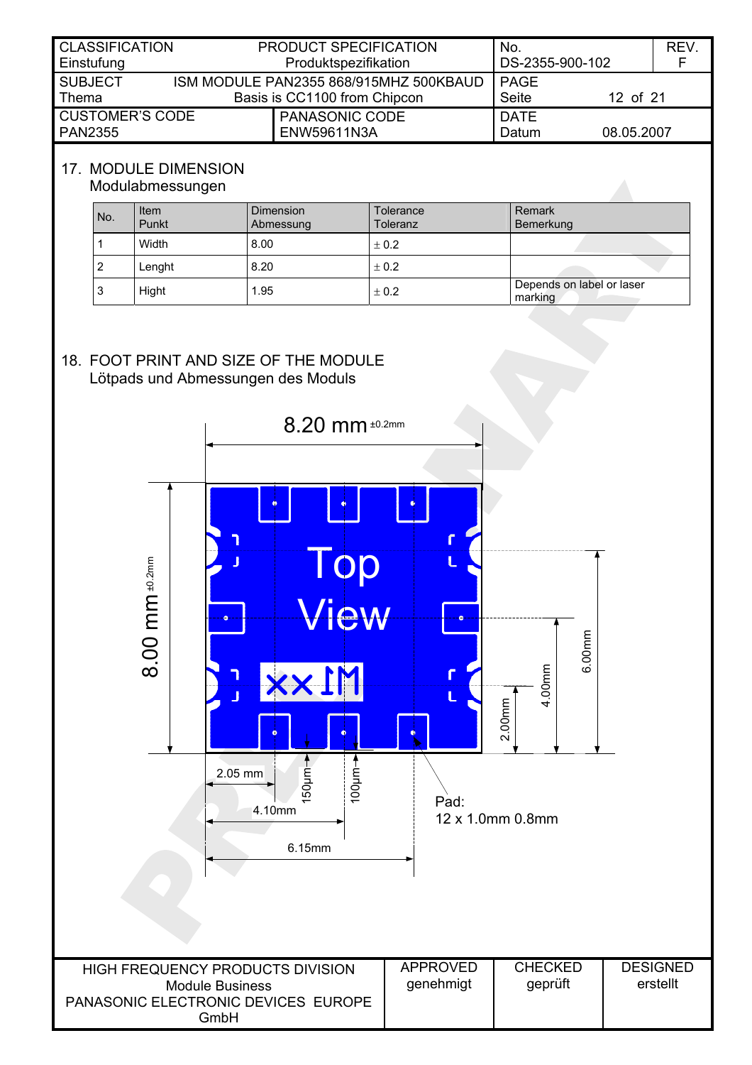## 17. MODULE DIMENSION

Modulabmessungen

| No. | Item<br>Punkt | Dimension<br>Abmessung | Tolerance<br>Toleranz | Remark<br>Bemerkung |
|---|---|---|---|---|
| 1 | Width | 8.00 | ± 0.2 | |
| 2 | Lenght | 8.20 | ± 0.2 | |
| 3 | Hight | 1.95 | ± 0.2 | Depends on label or laser marking |

## 18. FOOT PRINT AND SIZE OF THE MODULE

Lötpads und Abmessungen des Moduls

8.20 mm ±0.2mm

8.00 mm ±0.2mm

Top View

xx IM

6.00mm

4.00mm

2.00mm

2.05 mm

150µm

100µm

4.10mm

6.15mm

Pad:
12 x 1.0mm 0.8mm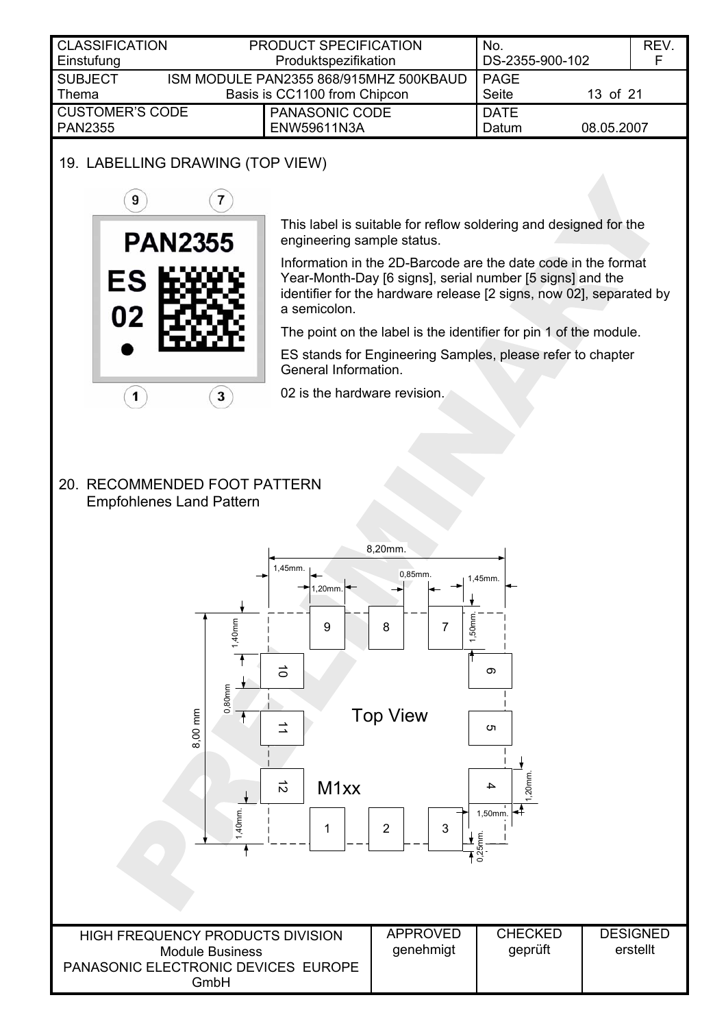## 19. LABELLING DRAWING (TOP VIEW)

This label is suitable for reflow soldering and designed for the engineering sample status.

Information in the 2D-Barcode are the date code in the format Year-Month-Day [6 signs], serial number [5 signs] and the identifier for the hardware release [2 signs, now 02], separated by a semicolon.

The point on the label is the identifier for pin 1 of the module.

ES stands for Engineering Samples, please refer to chapter General Information.

02 is the hardware revision.

## 20. RECOMMENDED FOOT PATTERN

Empfohlenes Land Pattern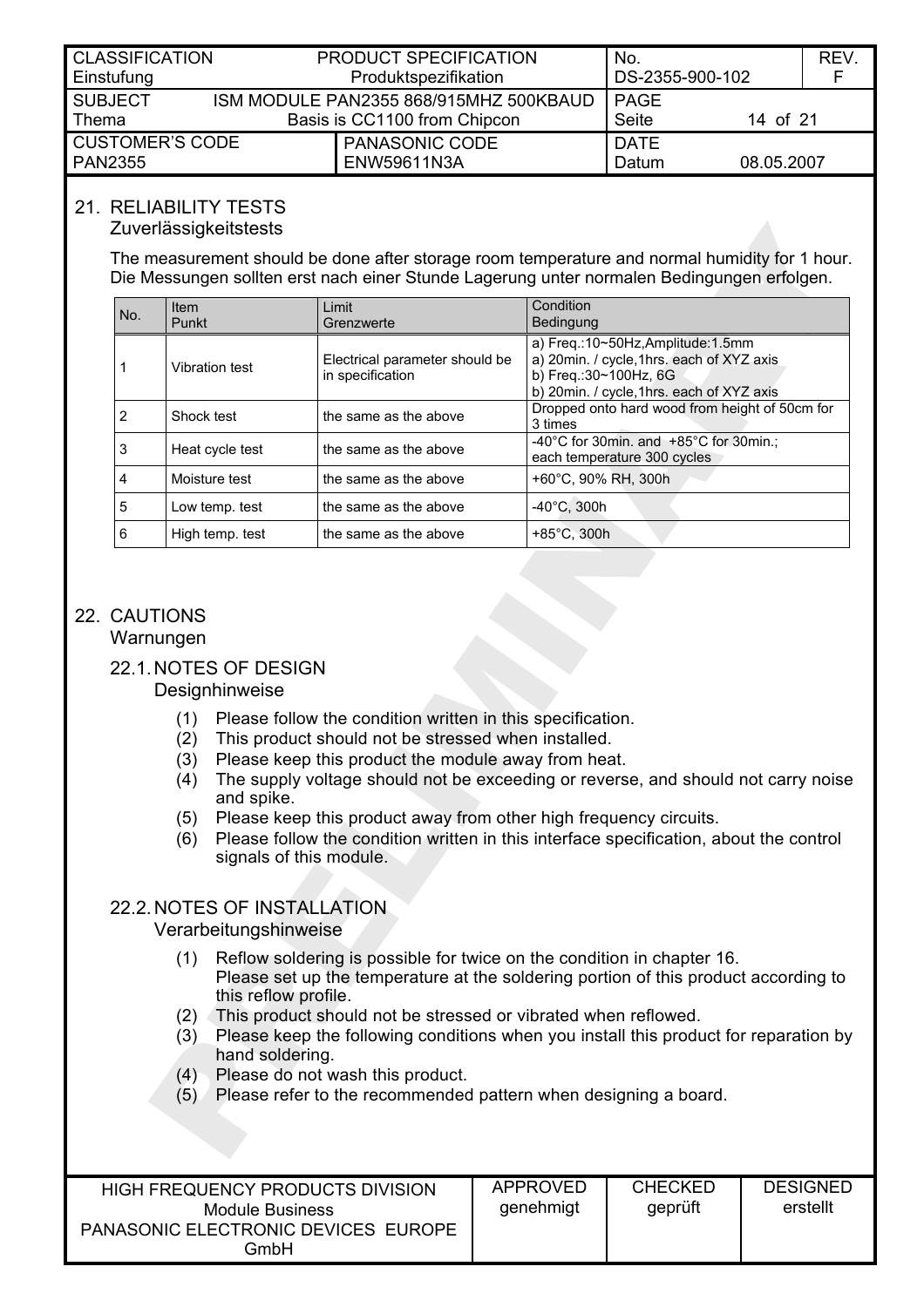## 21. RELIABILITY TESTS
Zuverlässigkeitstests

The measurement should be done after storage room temperature and normal humidity for 1 hour.
Die Messungen sollten erst nach einer Stunde Lagerung unter normalen Bedingungen erfolgen.

| No. | Item<br>Punkt | Limit<br>Grenzwerte | Condition<br>Bedingung |
|---|---|---|---|
| 1 | Vibration test | Electrical parameter should be in specification | a) Freq.:10~50Hz,Amplitude:1.5mm<br>a) 20min. / cycle,1hrs. each of XYZ axis<br>b) Freq.:30~100Hz, 6G<br>b) 20min. / cycle,1hrs. each of XYZ axis |
| 2 | Shock test | the same as the above | Dropped onto hard wood from height of 50cm for 3 times |
| 3 | Heat cycle test | the same as the above | -40°C for 30min. and +85°C for 30min.; each temperature 300 cycles |
| 4 | Moisture test | the same as the above | +60°C, 90% RH, 300h |
| 5 | Low temp. test | the same as the above | -40°C, 300h |
| 6 | High temp. test | the same as the above | +85°C, 300h |

## 22. CAUTIONS
Warnungen

### 22.1. NOTES OF DESIGN
Designhinweise

(1) Please follow the condition written in this specification.
(2) This product should not be stressed when installed.
(3) Please keep this product the module away from heat.
(4) The supply voltage should not be exceeding or reverse, and should not carry noise and spike.
(5) Please keep this product away from other high frequency circuits.
(6) Please follow the condition written in this interface specification, about the control signals of this module.

### 22.2. NOTES OF INSTALLATION
Verarbeitungshinweise

(1) Reflow soldering is possible for twice on the condition in chapter 16.
Please set up the temperature at the soldering portion of this product according to this reflow profile.
(2) This product should not be stressed or vibrated when reflowed.
(3) Please keep the following conditions when you install this product for reparation by hand soldering.
(4) Please do not wash this product.
(5) Please refer to the recommended pattern when designing a board.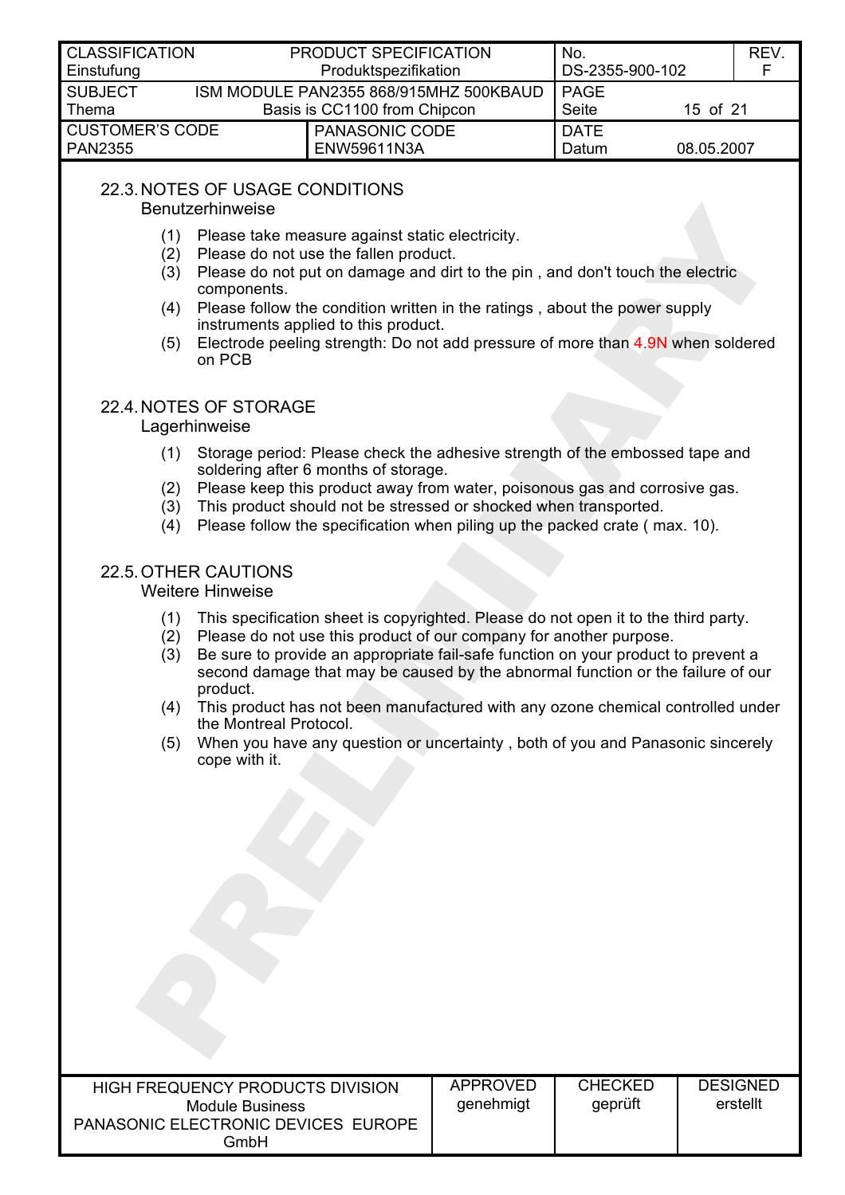## 22.3. NOTES OF USAGE CONDITIONS

Benutzerhinweise

(1) Please take measure against static electricity.
(2) Please do not use the fallen product.
(3) Please do not put on damage and dirt to the pin , and don't touch the electric components.
(4) Please follow the condition written in the ratings , about the power supply instruments applied to this product.
(5) Electrode peeling strength: Do not add pressure of more than 4.9N when soldered on PCB

## 22.4. NOTES OF STORAGE

Lagerhinweise

(1) Storage period: Please check the adhesive strength of the embossed tape and soldering after 6 months of storage.
(2) Please keep this product away from water, poisonous gas and corrosive gas.
(3) This product should not be stressed or shocked when transported.
(4) Please follow the specification when piling up the packed crate ( max. 10).

## 22.5. OTHER CAUTIONS

Weitere Hinweise

(1) This specification sheet is copyrighted. Please do not open it to the third party.
(2) Please do not use this product of our company for another purpose.
(3) Be sure to provide an appropriate fail-safe function on your product to prevent a second damage that may be caused by the abnormal function or the failure of our product.
(4) This product has not been manufactured with any ozone chemical controlled under the Montreal Protocol.
(5) When you have any question or uncertainty , both of you and Panasonic sincerely cope with it.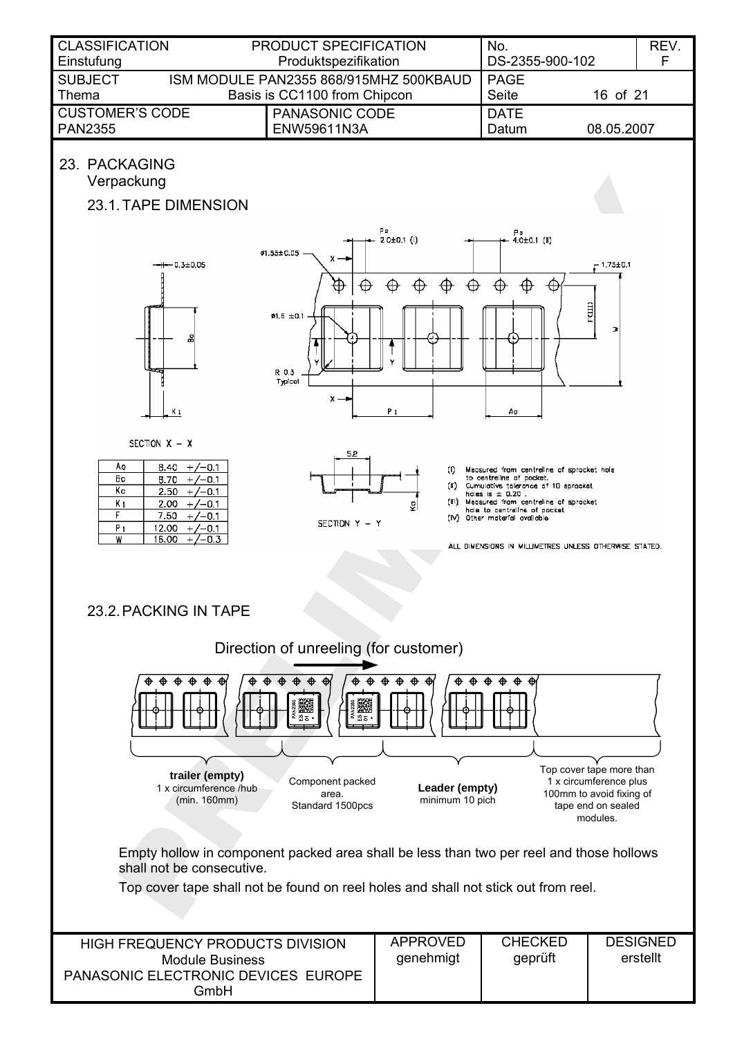# 23. PACKAGING
Verpackung

## 23.1. TAPE DIMENSION

| | |
|---|---|
| Ao | 8.40 +/−0.1 |
| Bo | 8.70 +/−0.1 |
| Ko | 2.50 +/−0.1 |
| K1 | 2.00 +/−0.1 |
| F | 7.50 +/−0.1 |
| P1 | 12.00 +/−0.1 |
| W | 16.00 +/−0.3 |

SECTION X − X

SECTION Y − Y

Po 2.0±0.1 (I)

Po 4.0±0.1 (II)

ø1.55±0.05

ø1.5 ±0.1

R 0.3 Typical

0.3±0.05

1.75±0.1

5.2

(I) Measured from centreline of sprocket hole to centreline of pocket.
(II) Cumulative tolerance of 10 sprocket holes is ± 0.20 .
(III) Measured from centreline of sprocket hole to centreline of pocket
(IV) Other material available

ALL DIMENSIONS IN MILLIMETRES UNLESS OTHERWISE STATED.

## 23.2. PACKING IN TAPE

Direction of unreeling (for customer)

**trailer (empty)**
1 x circumference /hub (min. 160mm)

Component packed area. Standard 1500pcs

**Leader (empty)**
minimum 10 pich

Top cover tape more than 1 x circumference plus 100mm to avoid fixing of tape end on sealed modules.

Empty hollow in component packed area shall be less than two per reel and those hollows shall not be consecutive.

Top cover tape shall not be found on reel holes and shall not stick out from reel.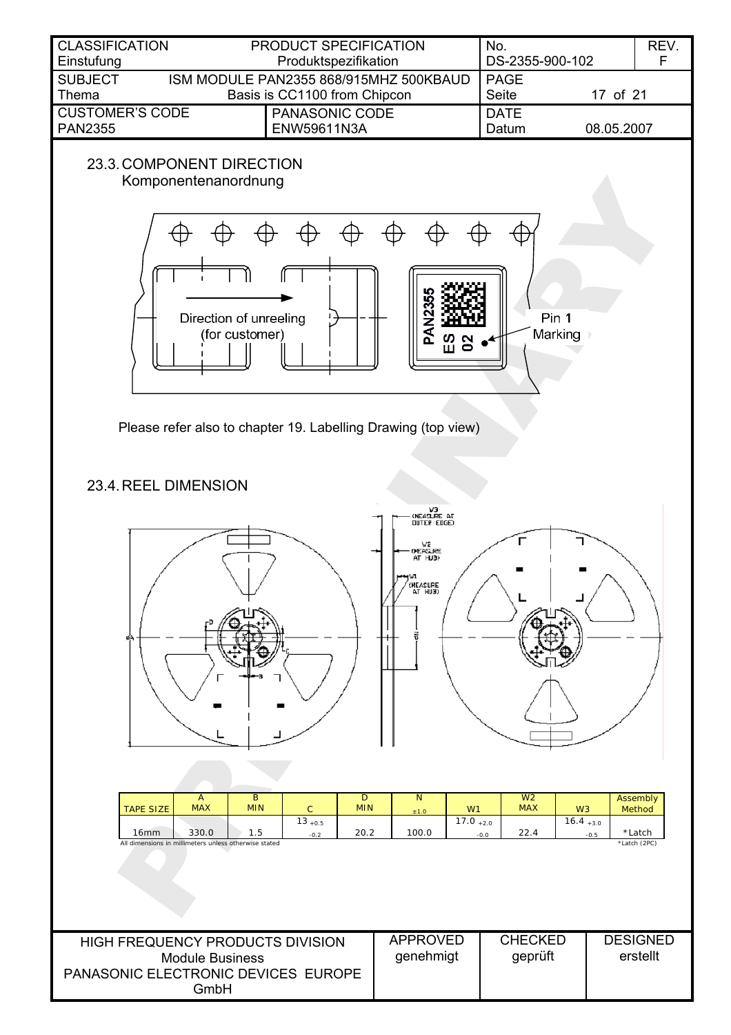## 23.3. COMPONENT DIRECTION

Komponentenanordnung

Direction of unreeling (for customer)

Pin 1 Marking

Please refer also to chapter 19. Labelling Drawing (top view)

## 23.4. REEL DIMENSION

W3 (MEASURE AT OUTER EDGE)

W2 (MEASURE AT HUB)

W1 (MEASURE AT HUB)

| TAPE SIZE | A MAX | B MIN | C | D MIN | N ±1.0 | W1 | W2 MAX | W3 | Assembly Method |
|---|---|---|---|---|---|---|---|---|---|
| 16mm | 330.0 | 1.5 | 13 +0.5 -0.2 | 20.2 | 100.0 | 17.0 +2.0 -0.0 | 22.4 | 16.4 +3.0 -0.5 | *Latch |

All dimensions in millimeters unless otherwise stated

*Latch (2PC)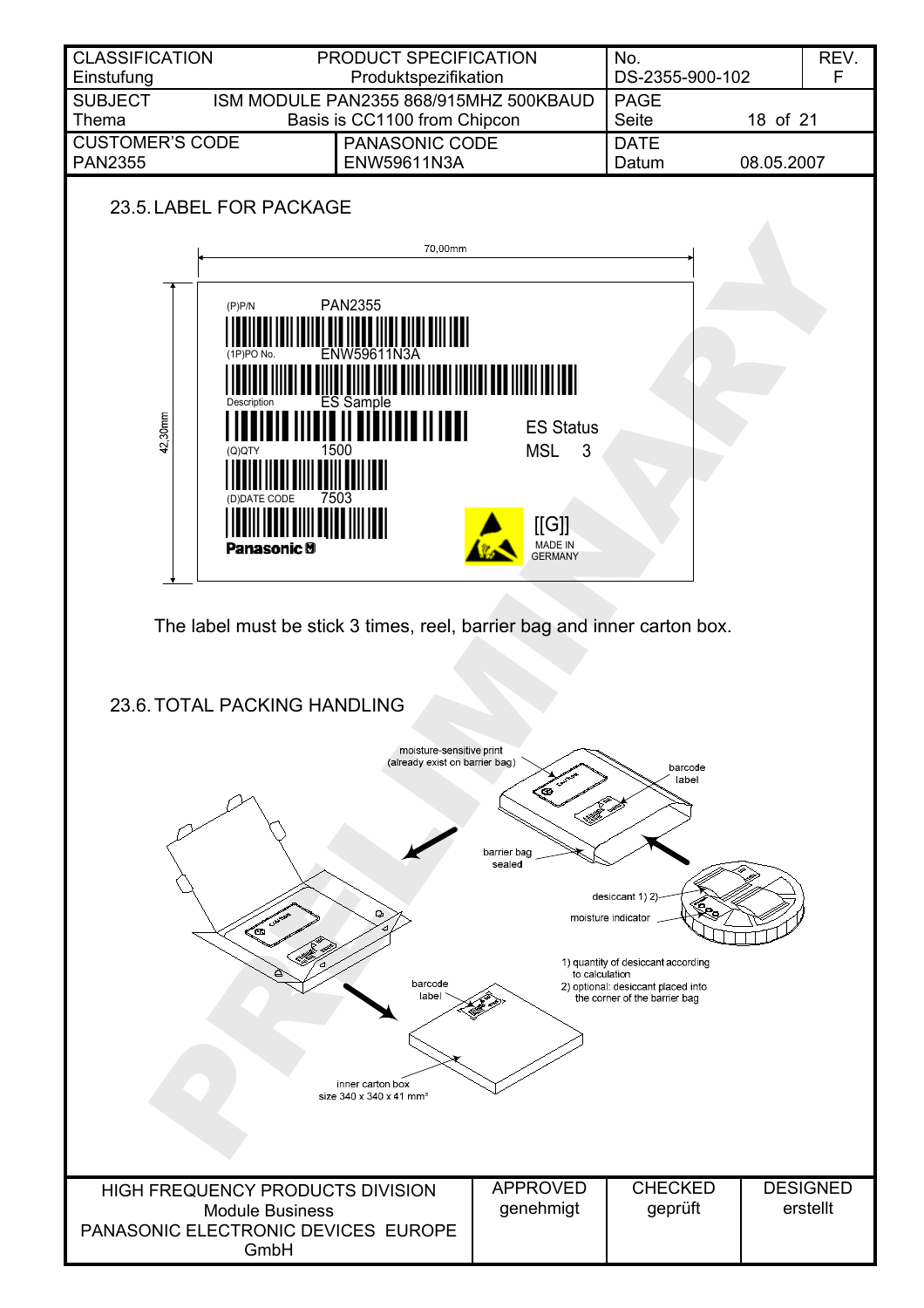## 23.5. LABEL FOR PACKAGE

70,00mm

42,30mm

(P)P/N PAN2355

(1P)PO No. ENW59611N3A

Description ES Sample

ES Status

MSL 3

(Q)QTY 1500

(D)DATE CODE 7503

Panasonic

[[G]]
MADE IN
GERMANY

The label must be stick 3 times, reel, barrier bag and inner carton box.

## 23.6. TOTAL PACKING HANDLING

moisture-sensitive print (already exist on barrier bag)

barcode label

barrier bag sealed

desiccant 1) 2)

moisture indicator

1) quantity of desiccant according to calculation
2) optional: desiccant placed into the corner of the barrier bag

barcode label

inner carton box size 340 x 340 x 41 mm³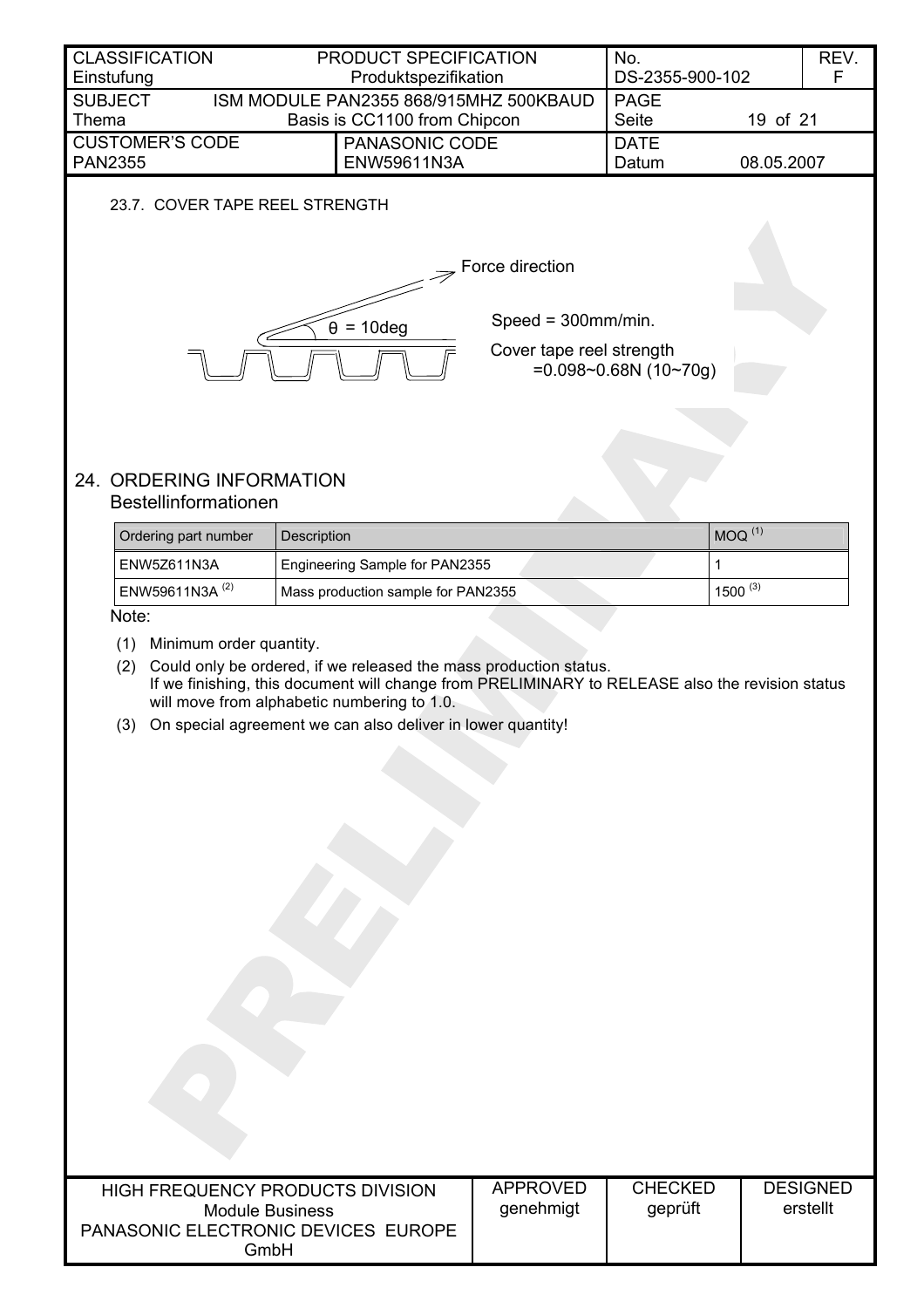23.7. COVER TAPE REEL STRENGTH

Force direction

$\theta$ = 10deg

Speed = 300mm/min.

Cover tape reel strength
=0.098~0.68N (10~70g)

## 24. ORDERING INFORMATION
Bestellinformationen

| Ordering part number | Description | MOQ [1] |
|---|---|---|
| ENW5Z611N3A | Engineering Sample for PAN2355 | 1 |
| ENW59611N3A [2] | Mass production sample for PAN2355 | 1500 [3] |

Note:

(1) Minimum order quantity.

(2) Could only be ordered, if we released the mass production status.
If we finishing, this document will change from PRELIMINARY to RELEASE also the revision status will move from alphabetic numbering to 1.0.

(3) On special agreement we can also deliver in lower quantity!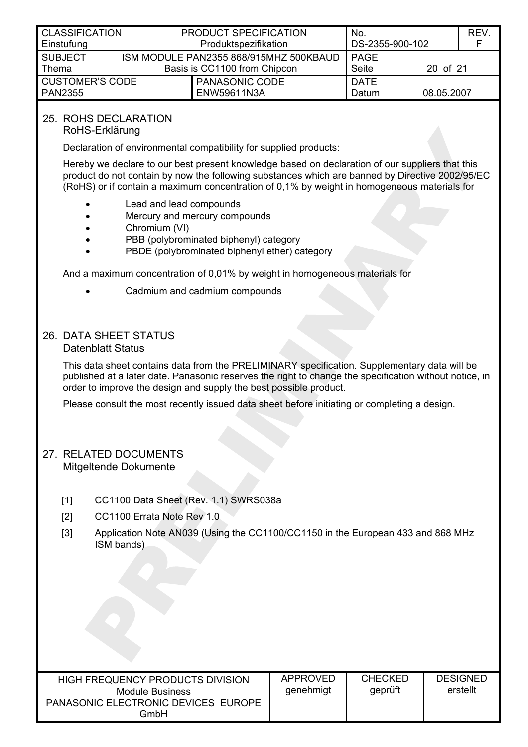## 25. ROHS DECLARATION
RoHS-Erklärung

Declaration of environmental compatibility for supplied products:

Hereby we declare to our best present knowledge based on declaration of our suppliers that this product do not contain by now the following substances which are banned by Directive 2002/95/EC (RoHS) or if contain a maximum concentration of 0,1% by weight in homogeneous materials for

- Lead and lead compounds
- Mercury and mercury compounds
- Chromium (VI)
- PBB (polybrominated biphenyl) category
- PBDE (polybrominated biphenyl ether) category

And a maximum concentration of 0,01% by weight in homogeneous materials for

- Cadmium and cadmium compounds

## 26. DATA SHEET STATUS
Datenblatt Status

This data sheet contains data from the PRELIMINARY specification. Supplementary data will be published at a later date. Panasonic reserves the right to change the specification without notice, in order to improve the design and supply the best possible product.

Please consult the most recently issued data sheet before initiating or completing a design.

## 27. RELATED DOCUMENTS
Mitgeltende Dokumente

[1] CC1100 Data Sheet (Rev. 1.1) SWRS038a

[2] CC1100 Errata Note Rev 1.0

[3] Application Note AN039 (Using the CC1100/CC1150 in the European 433 and 868 MHz ISM bands)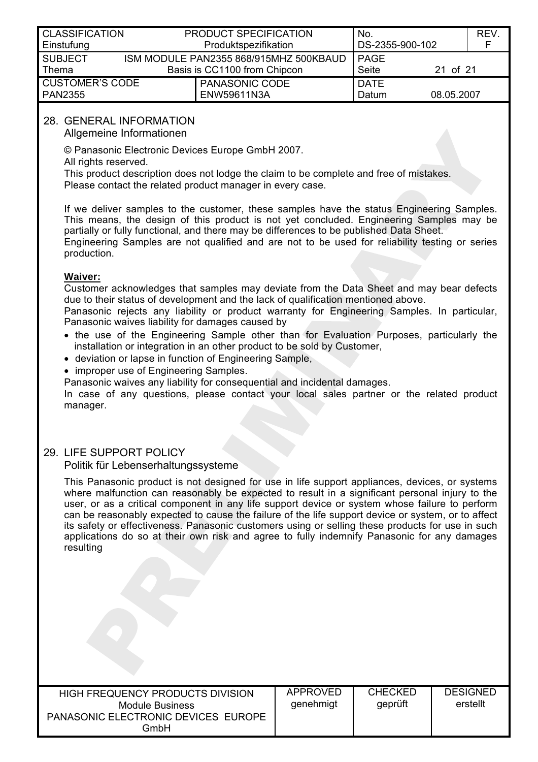## 28. GENERAL INFORMATION
Allgemeine Informationen

© Panasonic Electronic Devices Europe GmbH 2007.
All rights reserved.
This product description does not lodge the claim to be complete and free of mistakes.
Please contact the related product manager in every case.

If we deliver samples to the customer, these samples have the status Engineering Samples. This means, the design of this product is not yet concluded. Engineering Samples may be partially or fully functional, and there may be differences to be published Data Sheet.
Engineering Samples are not qualified and are not to be used for reliability testing or series production.

**Waiver:**
Customer acknowledges that samples may deviate from the Data Sheet and may bear defects due to their status of development and the lack of qualification mentioned above.
Panasonic rejects any liability or product warranty for Engineering Samples. In particular, Panasonic waives liability for damages caused by

- the use of the Engineering Sample other than for Evaluation Purposes, particularly the installation or integration in an other product to be sold by Customer,
- deviation or lapse in function of Engineering Sample,
- improper use of Engineering Samples.

Panasonic waives any liability for consequential and incidental damages.
In case of any questions, please contact your local sales partner or the related product manager.

## 29. LIFE SUPPORT POLICY
Politik für Lebenserhaltungssysteme

This Panasonic product is not designed for use in life support appliances, devices, or systems where malfunction can reasonably be expected to result in a significant personal injury to the user, or as a critical component in any life support device or system whose failure to perform can be reasonably expected to cause the failure of the life support device or system, or to affect its safety or effectiveness. Panasonic customers using or selling these products for use in such applications do so at their own risk and agree to fully indemnify Panasonic for any damages resulting